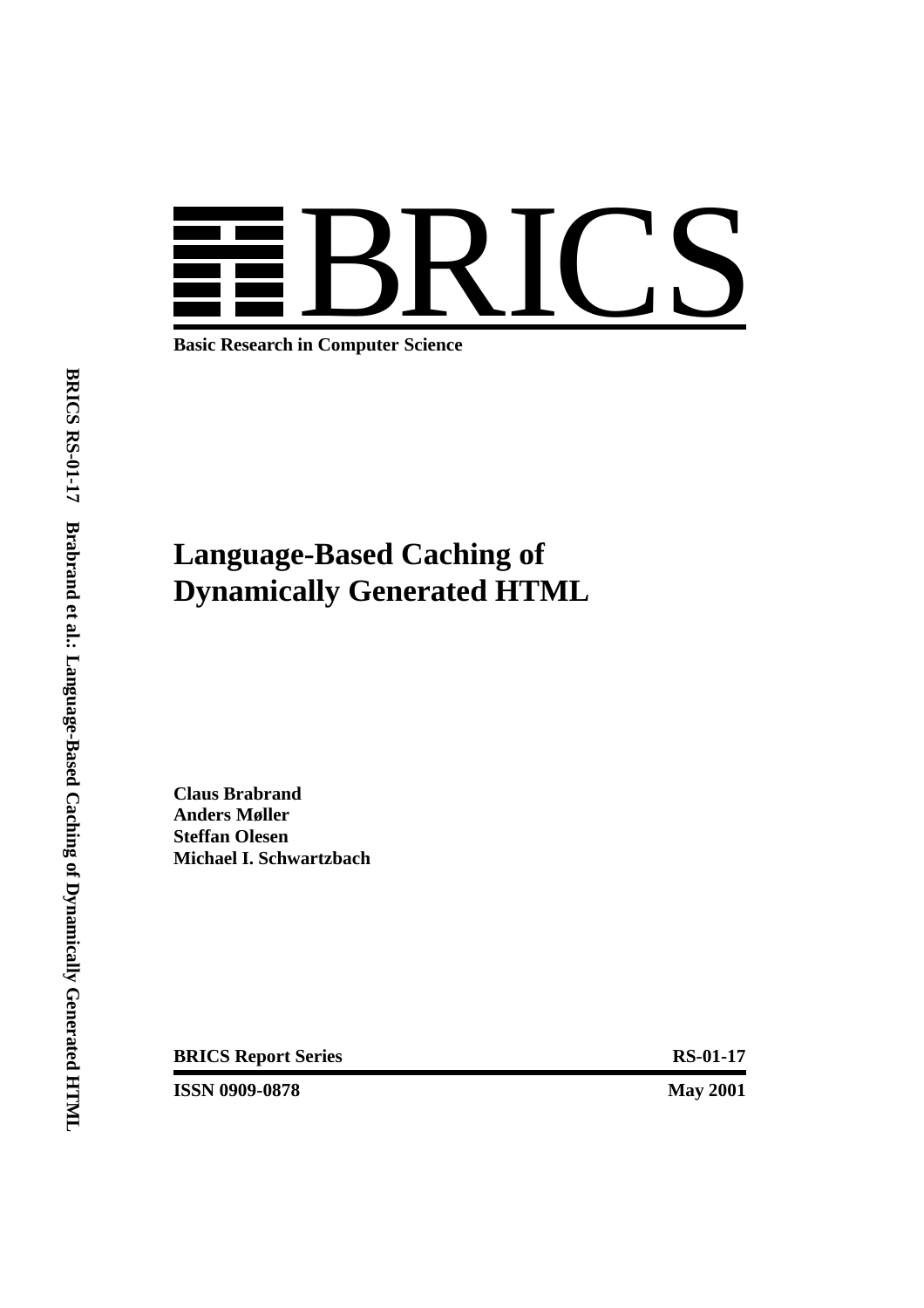# BRICS

**Basic Research in Computer Science**

**BRICS RS-01-17 Brabrand et al.: Language-Based Caching of Dynamically Generated HTML**

# Language-Based Caching of Dynamically Generated HTML

**Claus Brabrand**
**Anders Møller**
**Steffan Olesen**
**Michael I. Schwartzbach**

**BRICS Report Series** **RS-01-17**

**ISSN 0909-0878** **May 2001**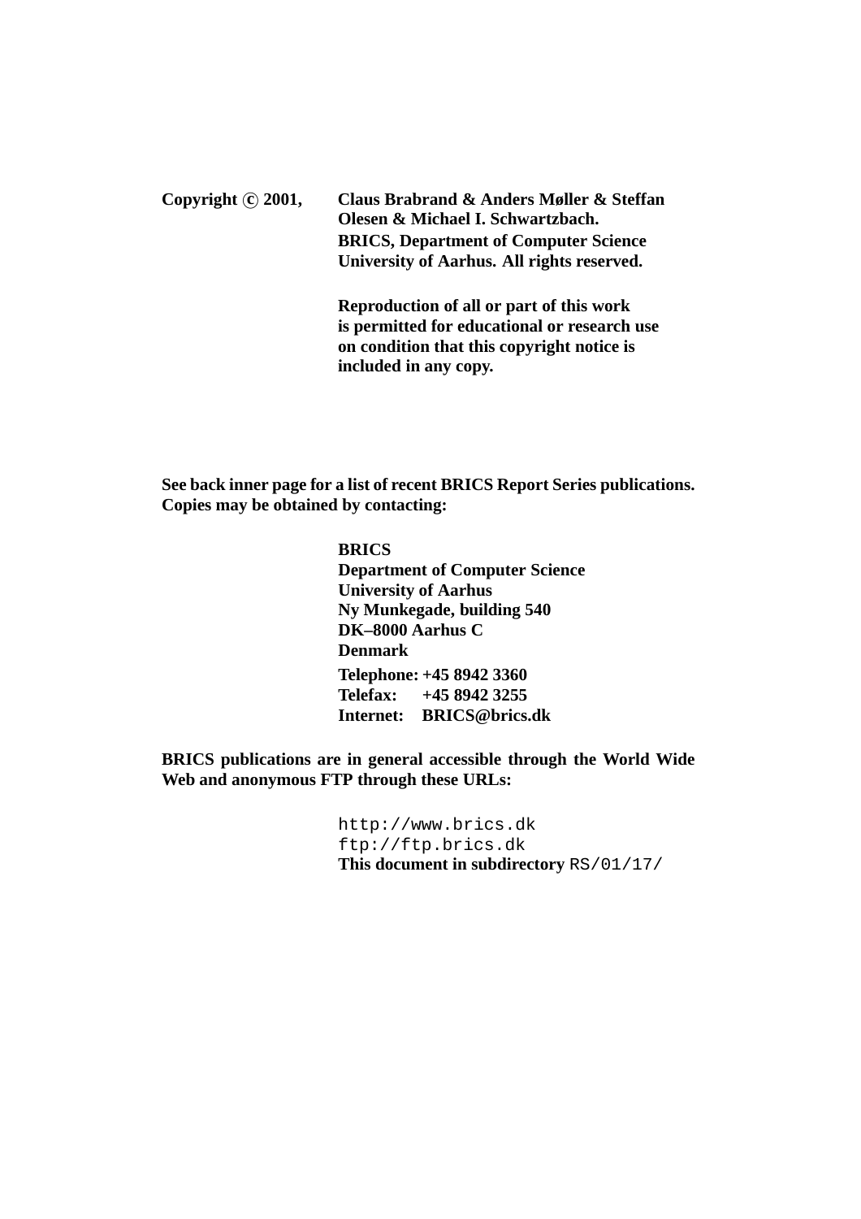**Copyright © 2001, Claus Brabrand & Anders Møller & Steffan Olesen & Michael I. Schwartzbach.**
**BRICS, Department of Computer Science**
**University of Aarhus. All rights reserved.**

**Reproduction of all or part of this work is permitted for educational or research use on condition that this copyright notice is included in any copy.**

**See back inner page for a list of recent BRICS Report Series publications. Copies may be obtained by contacting:**

**BRICS**
**Department of Computer Science**
**University of Aarhus**
**Ny Munkegade, building 540**
**DK–8000 Aarhus C**
**Denmark**
**Telephone: +45 8942 3360**
**Telefax: +45 8942 3255**
**Internet: BRICS@brics.dk**

**BRICS publications are in general accessible through the World Wide Web and anonymous FTP through these URLs:**

```
http://www.brics.dk
ftp://ftp.brics.dk
```

**This document in subdirectory** `RS/01/17/`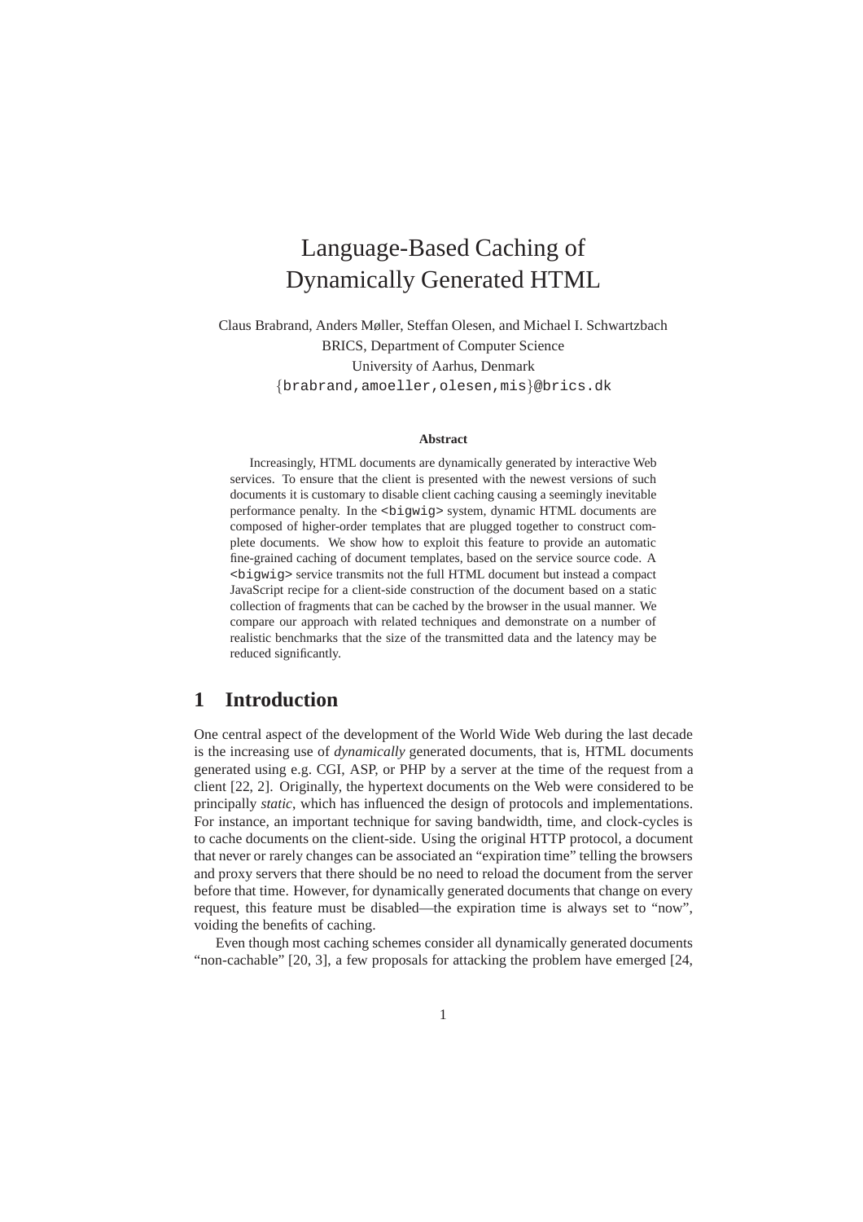# Language-Based Caching of Dynamically Generated HTML

Claus Brabrand, Anders Møller, Steffan Olesen, and Michael I. Schwartzbach
BRICS, Department of Computer Science
University of Aarhus, Denmark
{brabrand,amoeller,olesen,mis}@brics.dk

**Abstract**

Increasingly, HTML documents are dynamically generated by interactive Web services. To ensure that the client is presented with the newest versions of such documents it is customary to disable client caching causing a seemingly inevitable performance penalty. In the <bigwig> system, dynamic HTML documents are composed of higher-order templates that are plugged together to construct complete documents. We show how to exploit this feature to provide an automatic fine-grained caching of document templates, based on the service source code. A <bigwig> service transmits not the full HTML document but instead a compact JavaScript recipe for a client-side construction of the document based on a static collection of fragments that can be cached by the browser in the usual manner. We compare our approach with related techniques and demonstrate on a number of realistic benchmarks that the size of the transmitted data and the latency may be reduced significantly.

## 1 Introduction

One central aspect of the development of the World Wide Web during the last decade is the increasing use of *dynamically* generated documents, that is, HTML documents generated using e.g. CGI, ASP, or PHP by a server at the time of the request from a client [22, 2]. Originally, the hypertext documents on the Web were considered to be principally *static*, which has influenced the design of protocols and implementations. For instance, an important technique for saving bandwidth, time, and clock-cycles is to cache documents on the client-side. Using the original HTTP protocol, a document that never or rarely changes can be associated an "expiration time" telling the browsers and proxy servers that there should be no need to reload the document from the server before that time. However, for dynamically generated documents that change on every request, this feature must be disabled—the expiration time is always set to "now", voiding the benefits of caching.

Even though most caching schemes consider all dynamically generated documents "non-cachable" [20, 3], a few proposals for attacking the problem have emerged [24,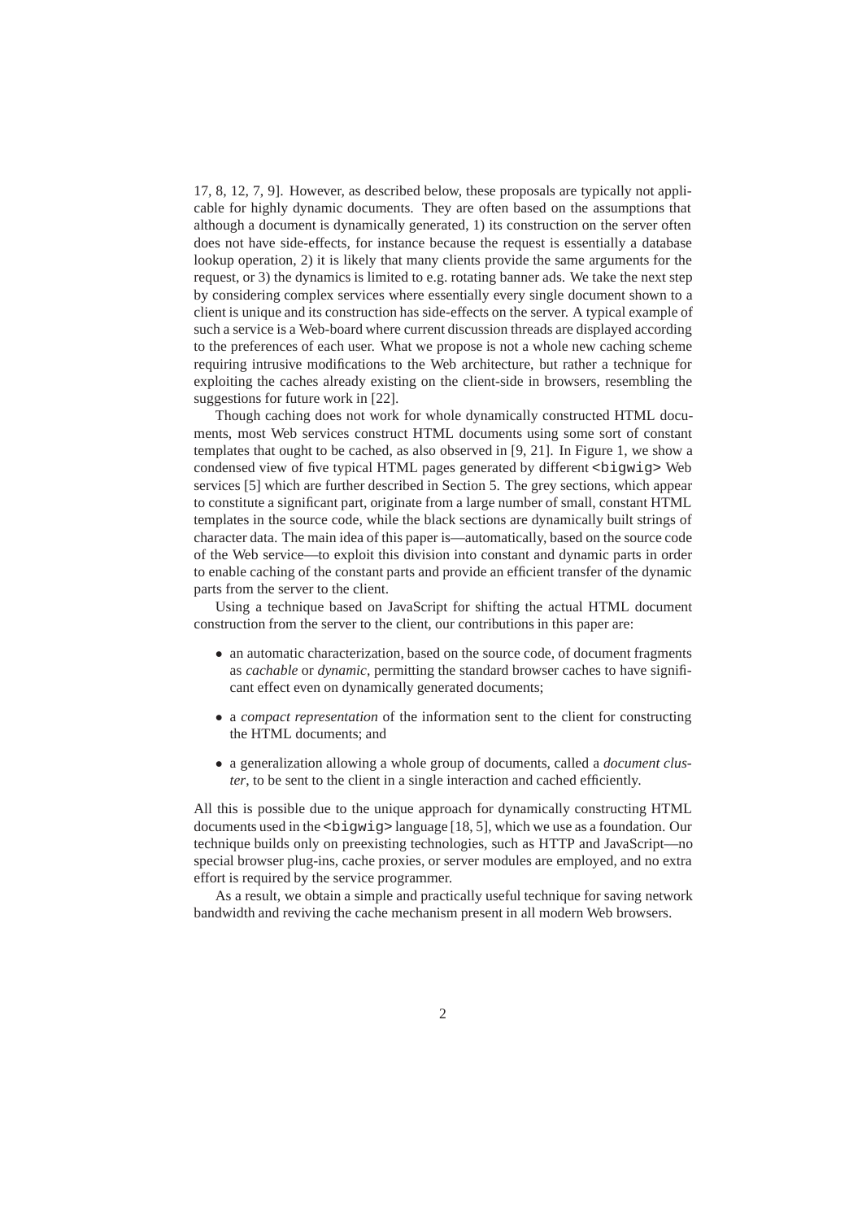17, 8, 12, 7, 9]. However, as described below, these proposals are typically not applicable for highly dynamic documents. They are often based on the assumptions that although a document is dynamically generated, 1) its construction on the server often does not have side-effects, for instance because the request is essentially a database lookup operation, 2) it is likely that many clients provide the same arguments for the request, or 3) the dynamics is limited to e.g. rotating banner ads. We take the next step by considering complex services where essentially every single document shown to a client is unique and its construction has side-effects on the server. A typical example of such a service is a Web-board where current discussion threads are displayed according to the preferences of each user. What we propose is not a whole new caching scheme requiring intrusive modifications to the Web architecture, but rather a technique for exploiting the caches already existing on the client-side in browsers, resembling the suggestions for future work in [22].

Though caching does not work for whole dynamically constructed HTML documents, most Web services construct HTML documents using some sort of constant templates that ought to be cached, as also observed in [9, 21]. In Figure 1, we show a condensed view of five typical HTML pages generated by different `<bigwig>` Web services [5] which are further described in Section 5. The grey sections, which appear to constitute a significant part, originate from a large number of small, constant HTML templates in the source code, while the black sections are dynamically built strings of character data. The main idea of this paper is—automatically, based on the source code of the Web service—to exploit this division into constant and dynamic parts in order to enable caching of the constant parts and provide an efficient transfer of the dynamic parts from the server to the client.

Using a technique based on JavaScript for shifting the actual HTML document construction from the server to the client, our contributions in this paper are:

- an automatic characterization, based on the source code, of document fragments as *cachable* or *dynamic*, permitting the standard browser caches to have significant effect even on dynamically generated documents;
- a *compact representation* of the information sent to the client for constructing the HTML documents; and
- a generalization allowing a whole group of documents, called a *document cluster*, to be sent to the client in a single interaction and cached efficiently.

All this is possible due to the unique approach for dynamically constructing HTML documents used in the `<bigwig>` language [18, 5], which we use as a foundation. Our technique builds only on preexisting technologies, such as HTTP and JavaScript—no special browser plug-ins, cache proxies, or server modules are employed, and no extra effort is required by the service programmer.

As a result, we obtain a simple and practically useful technique for saving network bandwidth and reviving the cache mechanism present in all modern Web browsers.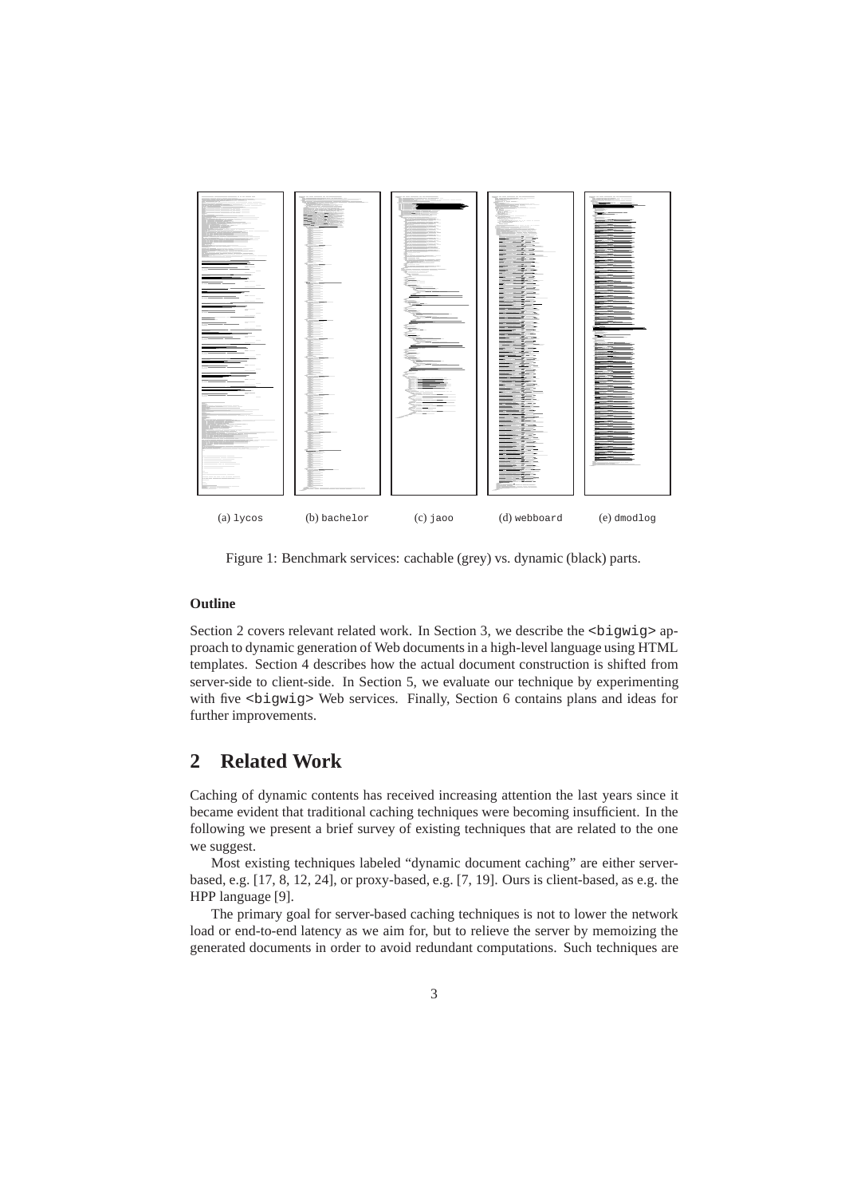(a) lycos (b) bachelor (c) jaoo (d) webboard (e) dmodlog

Figure 1: Benchmark services: cachable (grey) vs. dynamic (black) parts.

**Outline**

Section 2 covers relevant related work. In Section 3, we describe the `<bigwig>` approach to dynamic generation of Web documents in a high-level language using HTML templates. Section 4 describes how the actual document construction is shifted from server-side to client-side. In Section 5, we evaluate our technique by experimenting with five `<bigwig>` Web services. Finally, Section 6 contains plans and ideas for further improvements.

## 2 Related Work

Caching of dynamic contents has received increasing attention the last years since it became evident that traditional caching techniques were becoming insufficient. In the following we present a brief survey of existing techniques that are related to the one we suggest.

Most existing techniques labeled "dynamic document caching" are either server-based, e.g. [17, 8, 12, 24], or proxy-based, e.g. [7, 19]. Ours is client-based, as e.g. the HPP language [9].

The primary goal for server-based caching techniques is not to lower the network load or end-to-end latency as we aim for, but to relieve the server by memoizing the generated documents in order to avoid redundant computations. Such techniques are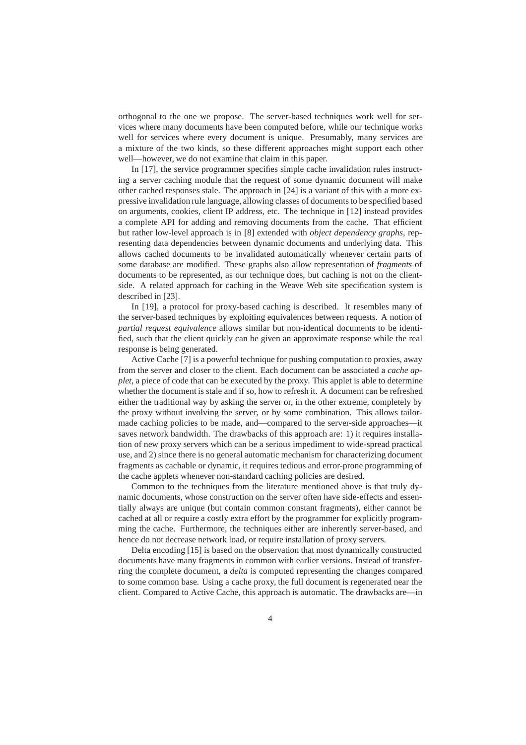orthogonal to the one we propose. The server-based techniques work well for services where many documents have been computed before, while our technique works well for services where every document is unique. Presumably, many services are a mixture of the two kinds, so these different approaches might support each other well—however, we do not examine that claim in this paper.

In [17], the service programmer specifies simple cache invalidation rules instructing a server caching module that the request of some dynamic document will make other cached responses stale. The approach in [24] is a variant of this with a more expressive invalidation rule language, allowing classes of documents to be specified based on arguments, cookies, client IP address, etc. The technique in [12] instead provides a complete API for adding and removing documents from the cache. That efficient but rather low-level approach is in [8] extended with *object dependency graphs*, representing data dependencies between dynamic documents and underlying data. This allows cached documents to be invalidated automatically whenever certain parts of some database are modified. These graphs also allow representation of *fragments* of documents to be represented, as our technique does, but caching is not on the client-side. A related approach for caching in the Weave Web site specification system is described in [23].

In [19], a protocol for proxy-based caching is described. It resembles many of the server-based techniques by exploiting equivalences between requests. A notion of *partial request equivalence* allows similar but non-identical documents to be identified, such that the client quickly can be given an approximate response while the real response is being generated.

Active Cache [7] is a powerful technique for pushing computation to proxies, away from the server and closer to the client. Each document can be associated a *cache applet*, a piece of code that can be executed by the proxy. This applet is able to determine whether the document is stale and if so, how to refresh it. A document can be refreshed either the traditional way by asking the server or, in the other extreme, completely by the proxy without involving the server, or by some combination. This allows tailor-made caching policies to be made, and—compared to the server-side approaches—it saves network bandwidth. The drawbacks of this approach are: 1) it requires installation of new proxy servers which can be a serious impediment to wide-spread practical use, and 2) since there is no general automatic mechanism for characterizing document fragments as cachable or dynamic, it requires tedious and error-prone programming of the cache applets whenever non-standard caching policies are desired.

Common to the techniques from the literature mentioned above is that truly dynamic documents, whose construction on the server often have side-effects and essentially always are unique (but contain common constant fragments), either cannot be cached at all or require a costly extra effort by the programmer for explicitly programming the cache. Furthermore, the techniques either are inherently server-based, and hence do not decrease network load, or require installation of proxy servers.

Delta encoding [15] is based on the observation that most dynamically constructed documents have many fragments in common with earlier versions. Instead of transferring the complete document, a *delta* is computed representing the changes compared to some common base. Using a cache proxy, the full document is regenerated near the client. Compared to Active Cache, this approach is automatic. The drawbacks are—in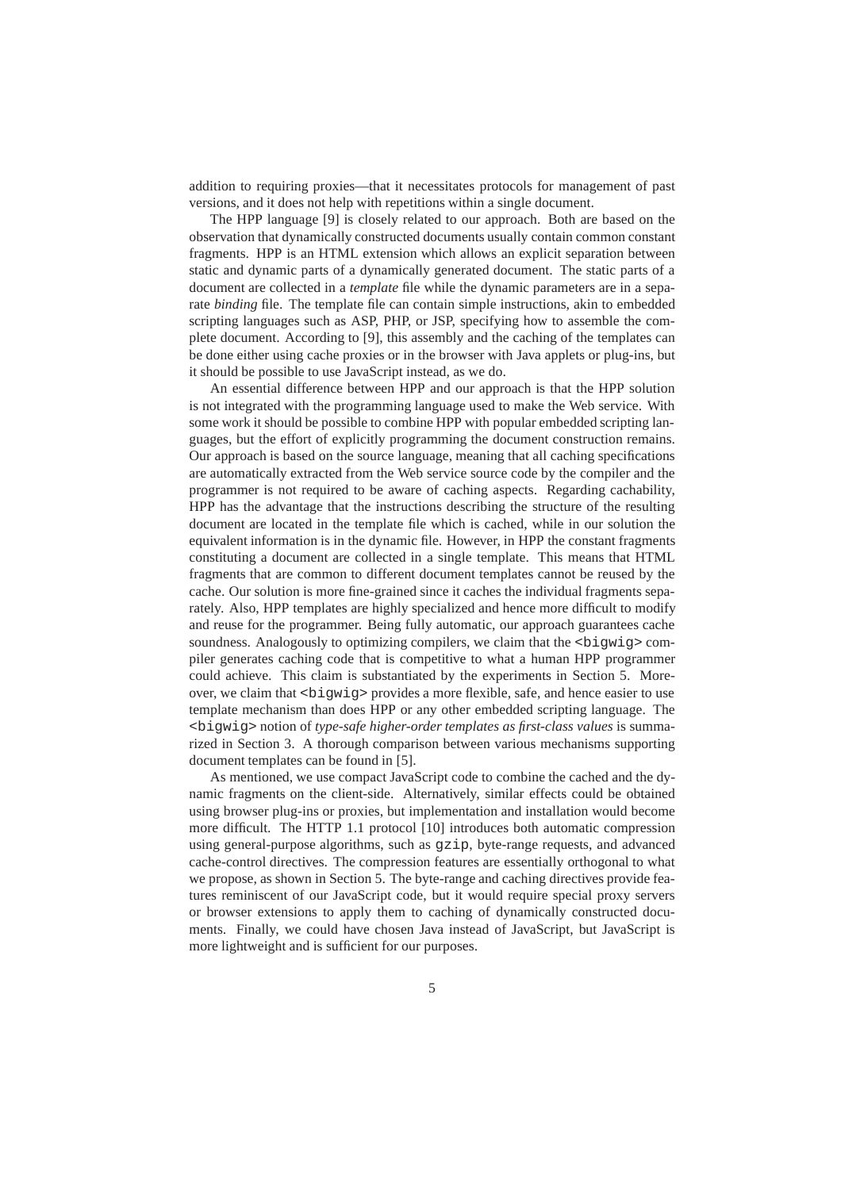addition to requiring proxies—that it necessitates protocols for management of past versions, and it does not help with repetitions within a single document.

The HPP language [9] is closely related to our approach. Both are based on the observation that dynamically constructed documents usually contain common constant fragments. HPP is an HTML extension which allows an explicit separation between static and dynamic parts of a dynamically generated document. The static parts of a document are collected in a *template* file while the dynamic parameters are in a separate *binding* file. The template file can contain simple instructions, akin to embedded scripting languages such as ASP, PHP, or JSP, specifying how to assemble the complete document. According to [9], this assembly and the caching of the templates can be done either using cache proxies or in the browser with Java applets or plug-ins, but it should be possible to use JavaScript instead, as we do.

An essential difference between HPP and our approach is that the HPP solution is not integrated with the programming language used to make the Web service. With some work it should be possible to combine HPP with popular embedded scripting languages, but the effort of explicitly programming the document construction remains. Our approach is based on the source language, meaning that all caching specifications are automatically extracted from the Web service source code by the compiler and the programmer is not required to be aware of caching aspects. Regarding cachability, HPP has the advantage that the instructions describing the structure of the resulting document are located in the template file which is cached, while in our solution the equivalent information is in the dynamic file. However, in HPP the constant fragments constituting a document are collected in a single template. This means that HTML fragments that are common to different document templates cannot be reused by the cache. Our solution is more fine-grained since it caches the individual fragments separately. Also, HPP templates are highly specialized and hence more difficult to modify and reuse for the programmer. Being fully automatic, our approach guarantees cache soundness. Analogously to optimizing compilers, we claim that the `<bigwig>` compiler generates caching code that is competitive to what a human HPP programmer could achieve. This claim is substantiated by the experiments in Section 5. Moreover, we claim that `<bigwig>` provides a more flexible, safe, and hence easier to use template mechanism than does HPP or any other embedded scripting language. The `<bigwig>` notion of *type-safe higher-order templates as first-class values* is summarized in Section 3. A thorough comparison between various mechanisms supporting document templates can be found in [5].

As mentioned, we use compact JavaScript code to combine the cached and the dynamic fragments on the client-side. Alternatively, similar effects could be obtained using browser plug-ins or proxies, but implementation and installation would become more difficult. The HTTP 1.1 protocol [10] introduces both automatic compression using general-purpose algorithms, such as `gzip`, byte-range requests, and advanced cache-control directives. The compression features are essentially orthogonal to what we propose, as shown in Section 5. The byte-range and caching directives provide features reminiscent of our JavaScript code, but it would require special proxy servers or browser extensions to apply them to caching of dynamically constructed documents. Finally, we could have chosen Java instead of JavaScript, but JavaScript is more lightweight and is sufficient for our purposes.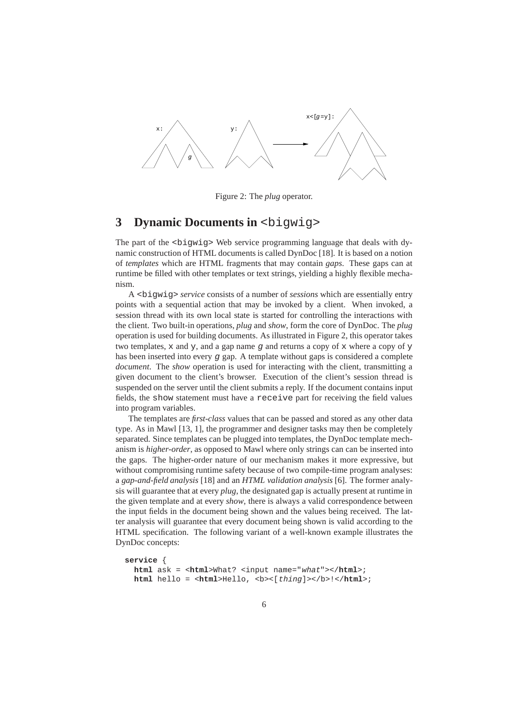Figure 2: The *plug* operator.

## 3 Dynamic Documents in <bigwig>

The part of the <bigwig> Web service programming language that deals with dynamic construction of HTML documents is called DynDoc [18]. It is based on a notion of *templates* which are HTML fragments that may contain *gaps*. These gaps can at runtime be filled with other templates or text strings, yielding a highly flexible mechanism.

A <bigwig> *service* consists of a number of *sessions* which are essentially entry points with a sequential action that may be invoked by a client. When invoked, a session thread with its own local state is started for controlling the interactions with the client. Two built-in operations, *plug* and *show*, form the core of DynDoc. The *plug* operation is used for building documents. As illustrated in Figure 2, this operator takes two templates, x and y, and a gap name *g* and returns a copy of x where a copy of y has been inserted into every *g* gap. A template without gaps is considered a complete *document*. The *show* operation is used for interacting with the client, transmitting a given document to the client's browser. Execution of the client's session thread is suspended on the server until the client submits a reply. If the document contains input fields, the show statement must have a receive part for receiving the field values into program variables.

The templates are *first-class* values that can be passed and stored as any other data type. As in Mawl [13, 1], the programmer and designer tasks may then be completely separated. Since templates can be plugged into templates, the DynDoc template mechanism is *higher-order*, as opposed to Mawl where only strings can can be inserted into the gaps. The higher-order nature of our mechanism makes it more expressive, but without compromising runtime safety because of two compile-time program analyses: a *gap-and-field analysis* [18] and an *HTML validation analysis* [6]. The former analysis will guarantee that at every *plug*, the designated gap is actually present at runtime in the given template and at every *show*, there is always a valid correspondence between the input fields in the document being shown and the values being received. The latter analysis will guarantee that every document being shown is valid according to the HTML specification. The following variant of a well-known example illustrates the DynDoc concepts:

```
service {
  html ask = <html>What? <input name="what"></html>;
  html hello = <html>Hello, <b><[thing]></b>!</html>;
```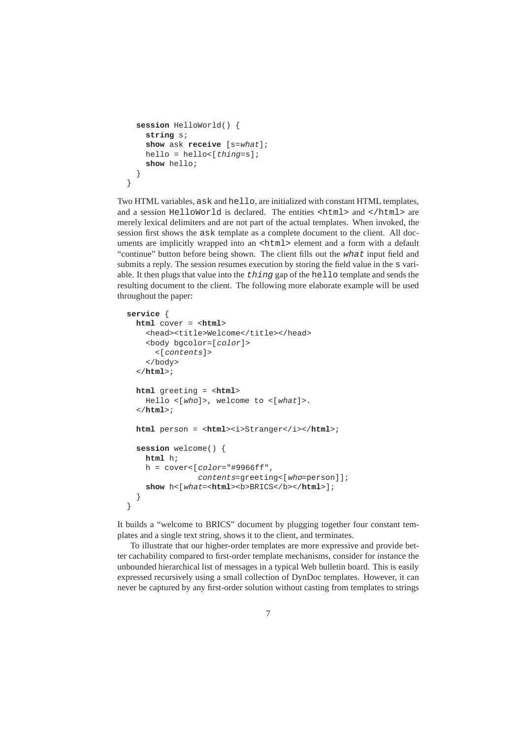```
  session HelloWorld() {
    string s;
    show ask receive [s=what];
    hello = hello<[thing=s];
    show hello;
  }
}
```

Two HTML variables, `ask` and `hello`, are initialized with constant HTML templates, and a session `HelloWorld` is declared. The entities `<html>` and `</html>` are merely lexical delimiters and are not part of the actual templates. When invoked, the session first shows the `ask` template as a complete document to the client. All documents are implicitly wrapped into an `<html>` element and a form with a default "continue" button before being shown. The client fills out the *`what`* input field and submits a reply. The session resumes execution by storing the field value in the `s` variable. It then plugs that value into the *`thing`* gap of the `hello` template and sends the resulting document to the client. The following more elaborate example will be used throughout the paper:

```
service {
  html cover = <html>
    <head><title>Welcome</title></head>
    <body bgcolor=[color]>
      <[contents]>
    </body>
  </html>;

  html greeting = <html>
    Hello <[who]>, welcome to <[what]>.
  </html>;

  html person = <html><i>Stranger</i></html>;

  session welcome() {
    html h;
    h = cover<[color="#9966ff",
               contents=greeting<[who=person]];
    show h<[what=<html><b>BRICS</b></html>];
  }
}
```

It builds a "welcome to BRICS" document by plugging together four constant templates and a single text string, shows it to the client, and terminates.

To illustrate that our higher-order templates are more expressive and provide better cachability compared to first-order template mechanisms, consider for instance the unbounded hierarchical list of messages in a typical Web bulletin board. This is easily expressed recursively using a small collection of DynDoc templates. However, it can never be captured by any first-order solution without casting from templates to strings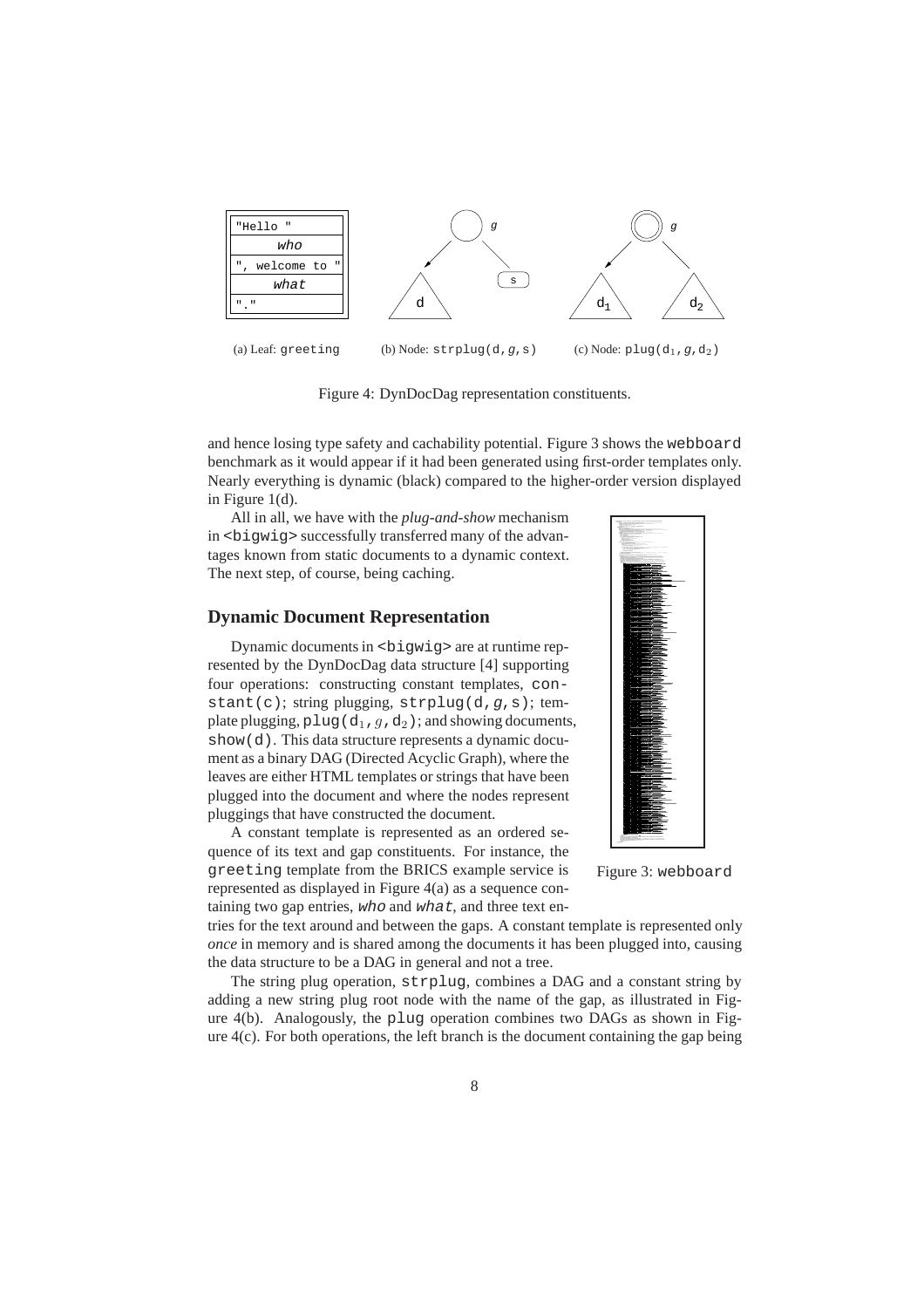(a) Leaf: `greeting` (b) Node: `strplug(d,g,s)` (c) Node: `plug(d₁,g,d₂)`

Figure 4: DynDocDag representation constituents.

and hence losing type safety and cachability potential. Figure 3 shows the `webboard` benchmark as it would appear if it had been generated using first-order templates only. Nearly everything is dynamic (black) compared to the higher-order version displayed in Figure 1(d).

All in all, we have with the *plug-and-show* mechanism in `<bigwig>` successfully transferred many of the advantages known from static documents to a dynamic context. The next step, of course, being caching.

Figure 3: `webboard`

## Dynamic Document Representation

Dynamic documents in `<bigwig>` are at runtime represented by the DynDocDag data structure [4] supporting four operations: constructing constant templates, `constant(c)`; string plugging, `strplug(d,g,s)`; template plugging, `plug(d₁,g,d₂)`; and showing documents, `show(d)`. This data structure represents a dynamic document as a binary DAG (Directed Acyclic Graph), where the leaves are either HTML templates or strings that have been plugged into the document and where the nodes represent pluggings that have constructed the document.

A constant template is represented as an ordered sequence of its text and gap constituents. For instance, the `greeting` template from the BRICS example service is represented as displayed in Figure 4(a) as a sequence containing two gap entries, *who* and *what*, and three text entries for the text around and between the gaps. A constant template is represented only *once* in memory and is shared among the documents it has been plugged into, causing the data structure to be a DAG in general and not a tree.

The string plug operation, `strplug`, combines a DAG and a constant string by adding a new string plug root node with the name of the gap, as illustrated in Figure 4(b). Analogously, the `plug` operation combines two DAGs as shown in Figure 4(c). For both operations, the left branch is the document containing the gap being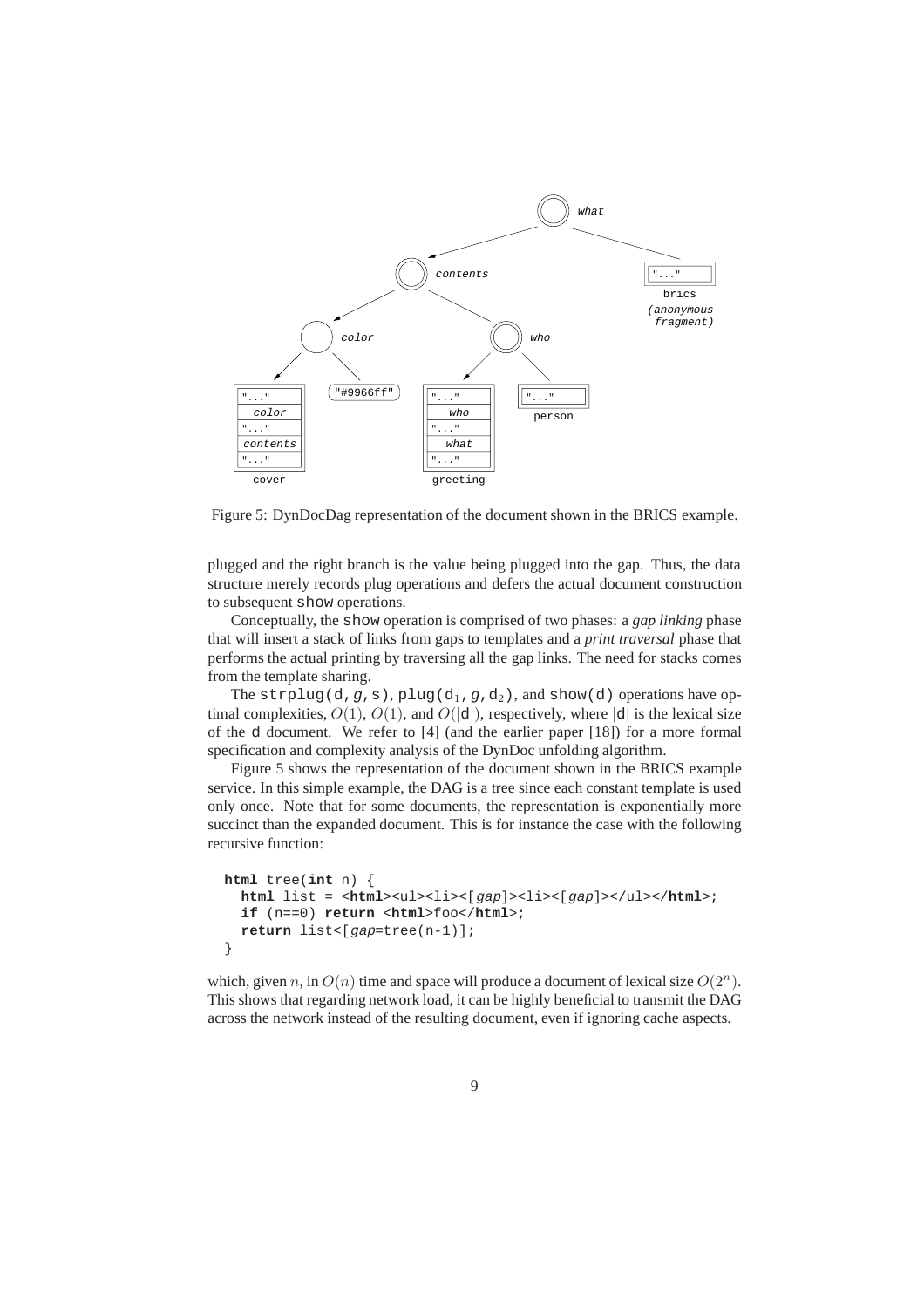Figure 5: DynDocDag representation of the document shown in the BRICS example.

plugged and the right branch is the value being plugged into the gap. Thus, the data structure merely records plug operations and defers the actual document construction to subsequent show operations.

Conceptually, the show operation is comprised of two phases: a *gap linking* phase that will insert a stack of links from gaps to templates and a *print traversal* phase that performs the actual printing by traversing all the gap links. The need for stacks comes from the template sharing.

The strplug(d,*g*,s), plug($d_1$,*g*,$d_2$), and show(d) operations have optimal complexities, $O(1)$, $O(1)$, and $O(|d|)$, respectively, where $|d|$ is the lexical size of the d document. We refer to [4] (and the earlier paper [18]) for a more formal specification and complexity analysis of the DynDoc unfolding algorithm.

Figure 5 shows the representation of the document shown in the BRICS example service. In this simple example, the DAG is a tree since each constant template is used only once. Note that for some documents, the representation is exponentially more succinct than the expanded document. This is for instance the case with the following recursive function:

```
html tree(int n) {
  html list = <html><ul><li><[gap]><li><[gap]></ul></html>;
  if (n==0) return <html>foo</html>;
  return list<[gap=tree(n-1)];
}
```

which, given $n$, in $O(n)$ time and space will produce a document of lexical size $O(2^n)$. This shows that regarding network load, it can be highly beneficial to transmit the DAG across the network instead of the resulting document, even if ignoring cache aspects.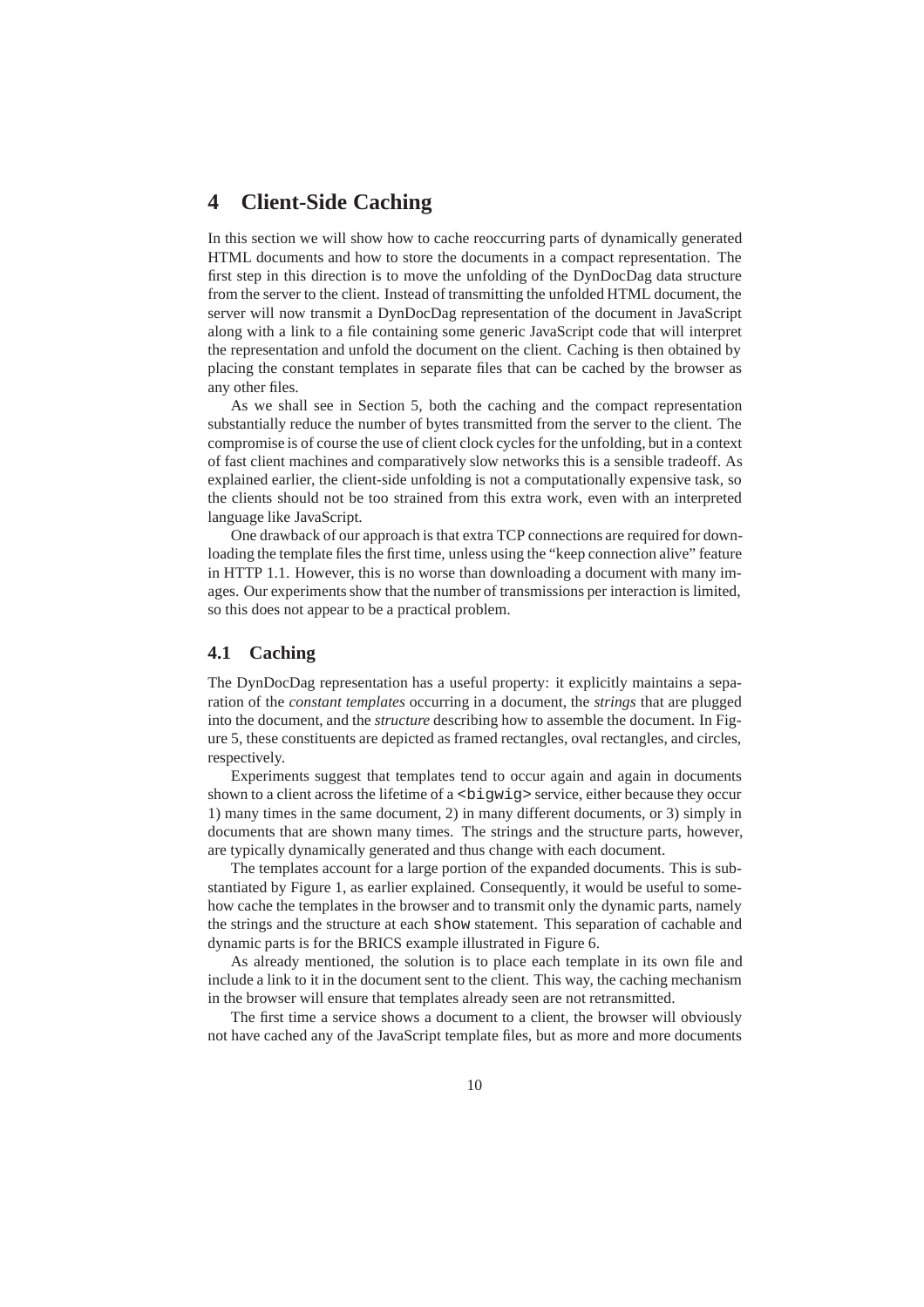# 4 Client-Side Caching

In this section we will show how to cache reoccurring parts of dynamically generated HTML documents and how to store the documents in a compact representation. The first step in this direction is to move the unfolding of the DynDocDag data structure from the server to the client. Instead of transmitting the unfolded HTML document, the server will now transmit a DynDocDag representation of the document in JavaScript along with a link to a file containing some generic JavaScript code that will interpret the representation and unfold the document on the client. Caching is then obtained by placing the constant templates in separate files that can be cached by the browser as any other files.

As we shall see in Section 5, both the caching and the compact representation substantially reduce the number of bytes transmitted from the server to the client. The compromise is of course the use of client clock cycles for the unfolding, but in a context of fast client machines and comparatively slow networks this is a sensible tradeoff. As explained earlier, the client-side unfolding is not a computationally expensive task, so the clients should not be too strained from this extra work, even with an interpreted language like JavaScript.

One drawback of our approach is that extra TCP connections are required for downloading the template files the first time, unless using the "keep connection alive" feature in HTTP 1.1. However, this is no worse than downloading a document with many images. Our experiments show that the number of transmissions per interaction is limited, so this does not appear to be a practical problem.

## 4.1 Caching

The DynDocDag representation has a useful property: it explicitly maintains a separation of the *constant templates* occurring in a document, the *strings* that are plugged into the document, and the *structure* describing how to assemble the document. In Figure 5, these constituents are depicted as framed rectangles, oval rectangles, and circles, respectively.

Experiments suggest that templates tend to occur again and again in documents shown to a client across the lifetime of a `<bigwig>` service, either because they occur 1) many times in the same document, 2) in many different documents, or 3) simply in documents that are shown many times. The strings and the structure parts, however, are typically dynamically generated and thus change with each document.

The templates account for a large portion of the expanded documents. This is substantiated by Figure 1, as earlier explained. Consequently, it would be useful to somehow cache the templates in the browser and to transmit only the dynamic parts, namely the strings and the structure at each `show` statement. This separation of cachable and dynamic parts is for the BRICS example illustrated in Figure 6.

As already mentioned, the solution is to place each template in its own file and include a link to it in the document sent to the client. This way, the caching mechanism in the browser will ensure that templates already seen are not retransmitted.

The first time a service shows a document to a client, the browser will obviously not have cached any of the JavaScript template files, but as more and more documents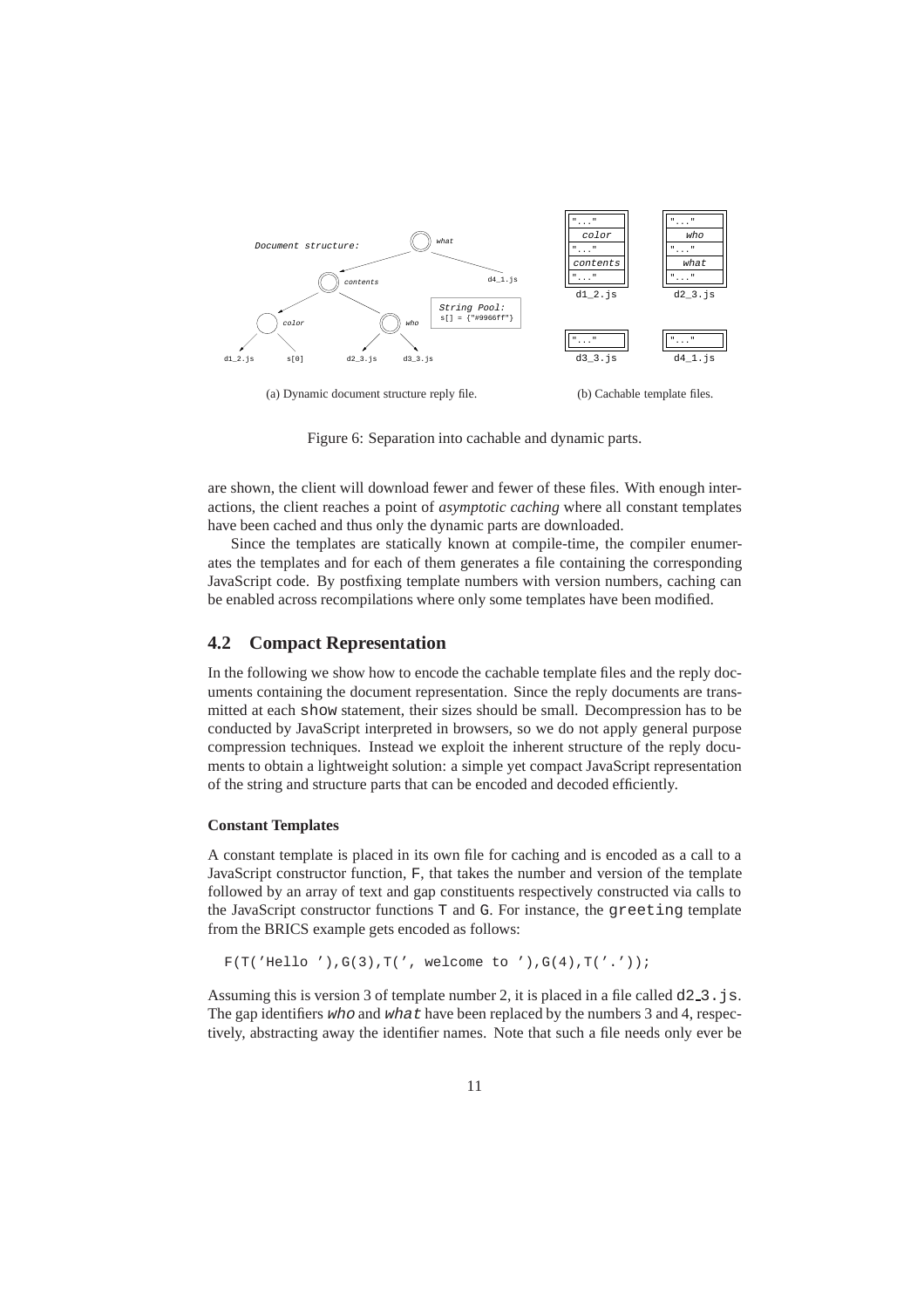Document structure:

(a) Dynamic document structure reply file.

(b) Cachable template files.

Figure 6: Separation into cachable and dynamic parts.

are shown, the client will download fewer and fewer of these files. With enough interactions, the client reaches a point of *asymptotic caching* where all constant templates have been cached and thus only the dynamic parts are downloaded.

Since the templates are statically known at compile-time, the compiler enumerates the templates and for each of them generates a file containing the corresponding JavaScript code. By postfixing template numbers with version numbers, caching can be enabled across recompilations where only some templates have been modified.

## 4.2 Compact Representation

In the following we show how to encode the cachable template files and the reply documents containing the document representation. Since the reply documents are transmitted at each `show` statement, their sizes should be small. Decompression has to be conducted by JavaScript interpreted in browsers, so we do not apply general purpose compression techniques. Instead we exploit the inherent structure of the reply documents to obtain a lightweight solution: a simple yet compact JavaScript representation of the string and structure parts that can be encoded and decoded efficiently.

#### Constant Templates

A constant template is placed in its own file for caching and is encoded as a call to a JavaScript constructor function, `F`, that takes the number and version of the template followed by an array of text and gap constituents respectively constructed via calls to the JavaScript constructor functions `T` and `G`. For instance, the `greeting` template from the BRICS example gets encoded as follows:

```
F(T('Hello '),G(3),T(', welcome to '),G(4),T('.'));
```

Assuming this is version 3 of template number 2, it is placed in a file called `d2_3.js`. The gap identifiers *who* and *what* have been replaced by the numbers 3 and 4, respectively, abstracting away the identifier names. Note that such a file needs only ever be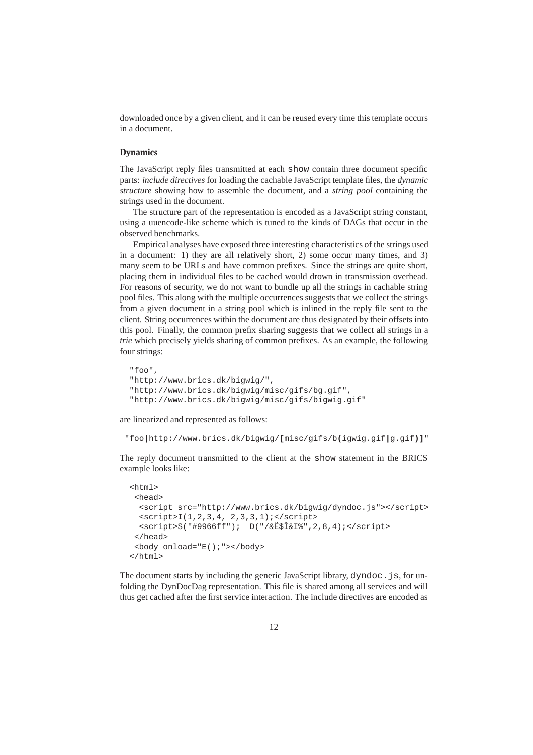downloaded once by a given client, and it can be reused every time this template occurs in a document.

**Dynamics**

The JavaScript reply files transmitted at each `show` contain three document specific parts: *include directives* for loading the cachable JavaScript template files, the *dynamic structure* showing how to assemble the document, and a *string pool* containing the strings used in the document.

The structure part of the representation is encoded as a JavaScript string constant, using a uuencode-like scheme which is tuned to the kinds of DAGs that occur in the observed benchmarks.

Empirical analyses have exposed three interesting characteristics of the strings used in a document: 1) they are all relatively short, 2) some occur many times, and 3) many seem to be URLs and have common prefixes. Since the strings are quite short, placing them in individual files to be cached would drown in transmission overhead. For reasons of security, we do not want to bundle up all the strings in cachable string pool files. This along with the multiple occurrences suggests that we collect the strings from a given document in a string pool which is inlined in the reply file sent to the client. String occurrences within the document are thus designated by their offsets into this pool. Finally, the common prefix sharing suggests that we collect all strings in a *trie* which precisely yields sharing of common prefixes. As an example, the following four strings:

```
"foo",
"http://www.brics.dk/bigwig/",
"http://www.brics.dk/bigwig/misc/gifs/bg.gif",
"http://www.brics.dk/bigwig/misc/gifs/bigwig.gif"
```

are linearized and represented as follows:

```
"foo|http://www.brics.dk/bigwig/[misc/gifs/b(igwig.gif|g.gif)]"
```

The reply document transmitted to the client at the `show` statement in the BRICS example looks like:

```
<html>
 <head>
  <script src="http://www.brics.dk/bigwig/dyndoc.js"></script>
  <script>I(1,2,3,4, 2,3,3,1);</script>
  <script>S("#9966ff");  D("/&Ë$Î&I%",2,8,4);</script>
 </head>
 <body onload="E();"></body>
</html>
```

The document starts by including the generic JavaScript library, `dyndoc.js`, for unfolding the DynDocDag representation. This file is shared among all services and will thus get cached after the first service interaction. The include directives are encoded as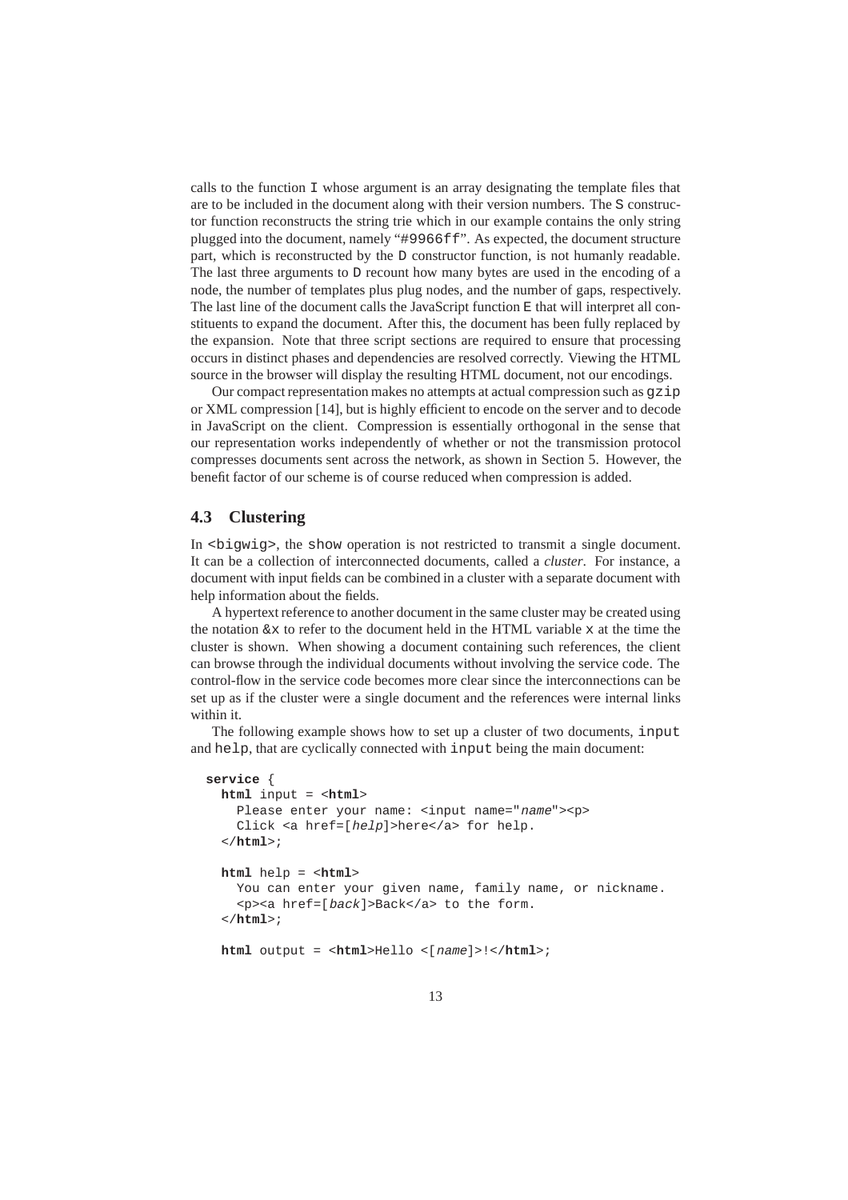calls to the function I whose argument is an array designating the template files that are to be included in the document along with their version numbers. The S constructor function reconstructs the string trie which in our example contains the only string plugged into the document, namely "#9966ff". As expected, the document structure part, which is reconstructed by the D constructor function, is not humanly readable. The last three arguments to D recount how many bytes are used in the encoding of a node, the number of templates plus plug nodes, and the number of gaps, respectively. The last line of the document calls the JavaScript function E that will interpret all constituents to expand the document. After this, the document has been fully replaced by the expansion. Note that three script sections are required to ensure that processing occurs in distinct phases and dependencies are resolved correctly. Viewing the HTML source in the browser will display the resulting HTML document, not our encodings.

Our compact representation makes no attempts at actual compression such as gzip or XML compression [14], but is highly efficient to encode on the server and to decode in JavaScript on the client. Compression is essentially orthogonal in the sense that our representation works independently of whether or not the transmission protocol compresses documents sent across the network, as shown in Section 5. However, the benefit factor of our scheme is of course reduced when compression is added.

## 4.3 Clustering

In <bigwig>, the show operation is not restricted to transmit a single document. It can be a collection of interconnected documents, called a *cluster*. For instance, a document with input fields can be combined in a cluster with a separate document with help information about the fields.

A hypertext reference to another document in the same cluster may be created using the notation &x to refer to the document held in the HTML variable x at the time the cluster is shown. When showing a document containing such references, the client can browse through the individual documents without involving the service code. The control-flow in the service code becomes more clear since the interconnections can be set up as if the cluster were a single document and the references were internal links within it.

The following example shows how to set up a cluster of two documents, input and help, that are cyclically connected with input being the main document:

```
service {
  html input = <html>
    Please enter your name: <input name="name"><p>
    Click <a href=[help]>here</a> for help.
  </html>;

  html help = <html>
    You can enter your given name, family name, or nickname.
    <p><a href=[back]>Back</a> to the form.
  </html>;

  html output = <html>Hello <[name]>!</html>;
```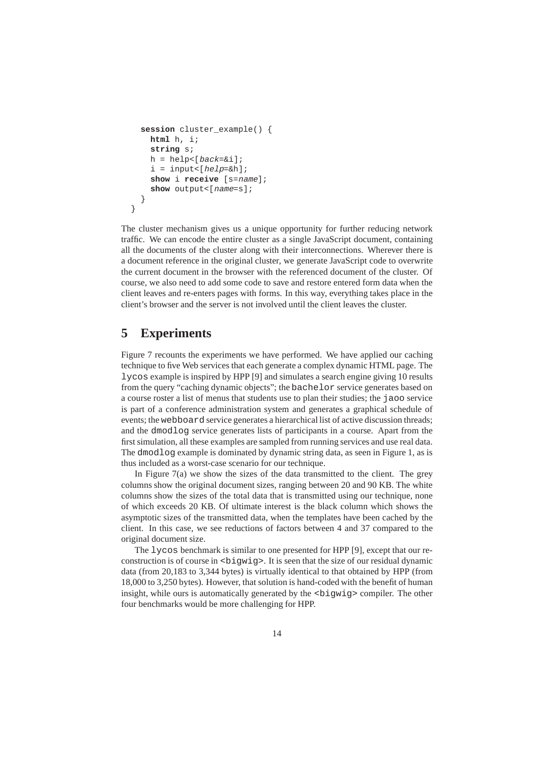```
  session cluster_example() {
    html h, i;
    string s;
    h = help<[back=&i];
    i = input<[help=&h];
    show i receive [s=name];
    show output<[name=s];
  }
}
```

The cluster mechanism gives us a unique opportunity for further reducing network traffic. We can encode the entire cluster as a single JavaScript document, containing all the documents of the cluster along with their interconnections. Wherever there is a document reference in the original cluster, we generate JavaScript code to overwrite the current document in the browser with the referenced document of the cluster. Of course, we also need to add some code to save and restore entered form data when the client leaves and re-enters pages with forms. In this way, everything takes place in the client's browser and the server is not involved until the client leaves the cluster.

## 5 Experiments

Figure 7 recounts the experiments we have performed. We have applied our caching technique to five Web services that each generate a complex dynamic HTML page. The `lycos` example is inspired by HPP [9] and simulates a search engine giving 10 results from the query "caching dynamic objects"; the `bachelor` service generates based on a course roster a list of menus that students use to plan their studies; the `jaoo` service is part of a conference administration system and generates a graphical schedule of events; the `webboard` service generates a hierarchical list of active discussion threads; and the `dmodlog` service generates lists of participants in a course. Apart from the first simulation, all these examples are sampled from running services and use real data. The `dmodlog` example is dominated by dynamic string data, as seen in Figure 1, as is thus included as a worst-case scenario for our technique.

In Figure 7(a) we show the sizes of the data transmitted to the client. The grey columns show the original document sizes, ranging between 20 and 90 KB. The white columns show the sizes of the total data that is transmitted using our technique, none of which exceeds 20 KB. Of ultimate interest is the black column which shows the asymptotic sizes of the transmitted data, when the templates have been cached by the client. In this case, we see reductions of factors between 4 and 37 compared to the original document size.

The `lycos` benchmark is similar to one presented for HPP [9], except that our reconstruction is of course in `<bigwig>`. It is seen that the size of our residual dynamic data (from 20,183 to 3,344 bytes) is virtually identical to that obtained by HPP (from 18,000 to 3,250 bytes). However, that solution is hand-coded with the benefit of human insight, while ours is automatically generated by the `<bigwig>` compiler. The other four benchmarks would be more challenging for HPP.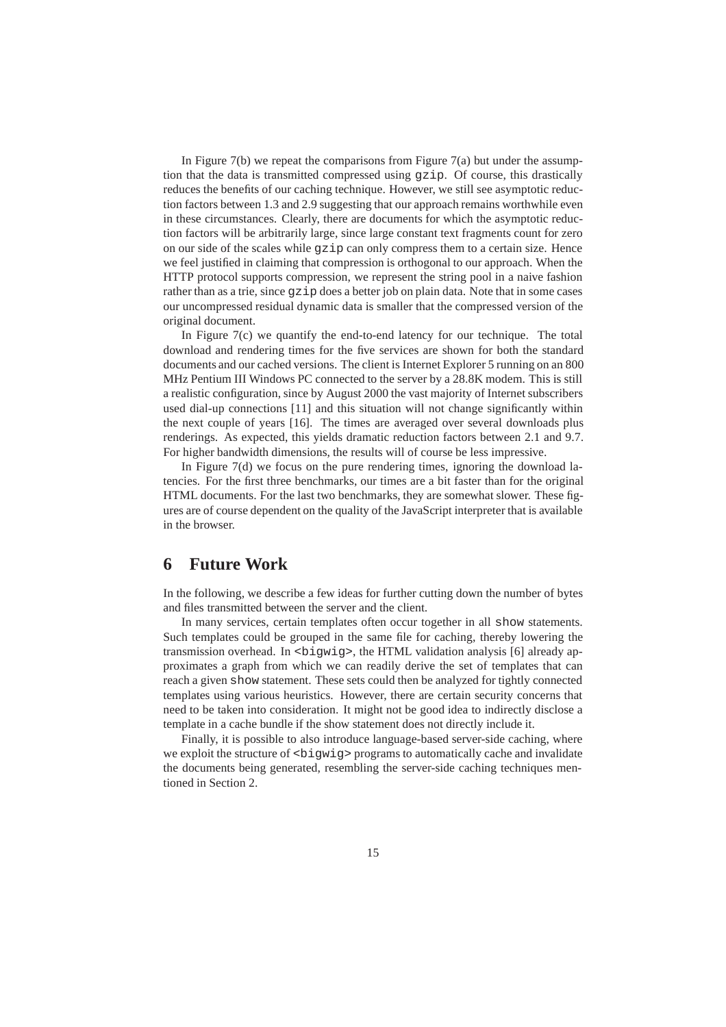In Figure 7(b) we repeat the comparisons from Figure 7(a) but under the assumption that the data is transmitted compressed using `gzip`. Of course, this drastically reduces the benefits of our caching technique. However, we still see asymptotic reduction factors between 1.3 and 2.9 suggesting that our approach remains worthwhile even in these circumstances. Clearly, there are documents for which the asymptotic reduction factors will be arbitrarily large, since large constant text fragments count for zero on our side of the scales while `gzip` can only compress them to a certain size. Hence we feel justified in claiming that compression is orthogonal to our approach. When the HTTP protocol supports compression, we represent the string pool in a naive fashion rather than as a trie, since `gzip` does a better job on plain data. Note that in some cases our uncompressed residual dynamic data is smaller that the compressed version of the original document.

In Figure 7(c) we quantify the end-to-end latency for our technique. The total download and rendering times for the five services are shown for both the standard documents and our cached versions. The client is Internet Explorer 5 running on an 800 MHz Pentium III Windows PC connected to the server by a 28.8K modem. This is still a realistic configuration, since by August 2000 the vast majority of Internet subscribers used dial-up connections [11] and this situation will not change significantly within the next couple of years [16]. The times are averaged over several downloads plus renderings. As expected, this yields dramatic reduction factors between 2.1 and 9.7. For higher bandwidth dimensions, the results will of course be less impressive.

In Figure 7(d) we focus on the pure rendering times, ignoring the download latencies. For the first three benchmarks, our times are a bit faster than for the original HTML documents. For the last two benchmarks, they are somewhat slower. These figures are of course dependent on the quality of the JavaScript interpreter that is available in the browser.

# 6 Future Work

In the following, we describe a few ideas for further cutting down the number of bytes and files transmitted between the server and the client.

In many services, certain templates often occur together in all `show` statements. Such templates could be grouped in the same file for caching, thereby lowering the transmission overhead. In `<bigwig>`, the HTML validation analysis [6] already approximates a graph from which we can readily derive the set of templates that can reach a given `show` statement. These sets could then be analyzed for tightly connected templates using various heuristics. However, there are certain security concerns that need to be taken into consideration. It might not be good idea to indirectly disclose a template in a cache bundle if the show statement does not directly include it.

Finally, it is possible to also introduce language-based server-side caching, where we exploit the structure of `<bigwig>` programs to automatically cache and invalidate the documents being generated, resembling the server-side caching techniques mentioned in Section 2.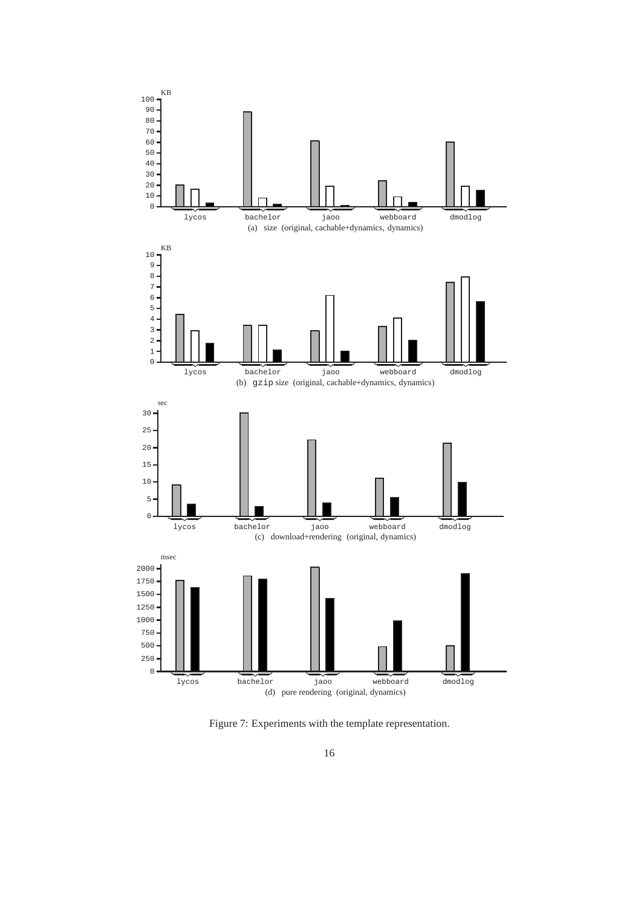KB

(a) size (original, cachable+dynamics, dynamics)

(b) gzip size (original, cachable+dynamics, dynamics)

(c) download+rendering (original, dynamics)

(d) pure rendering (original, dynamics)

Figure 7: Experiments with the template representation.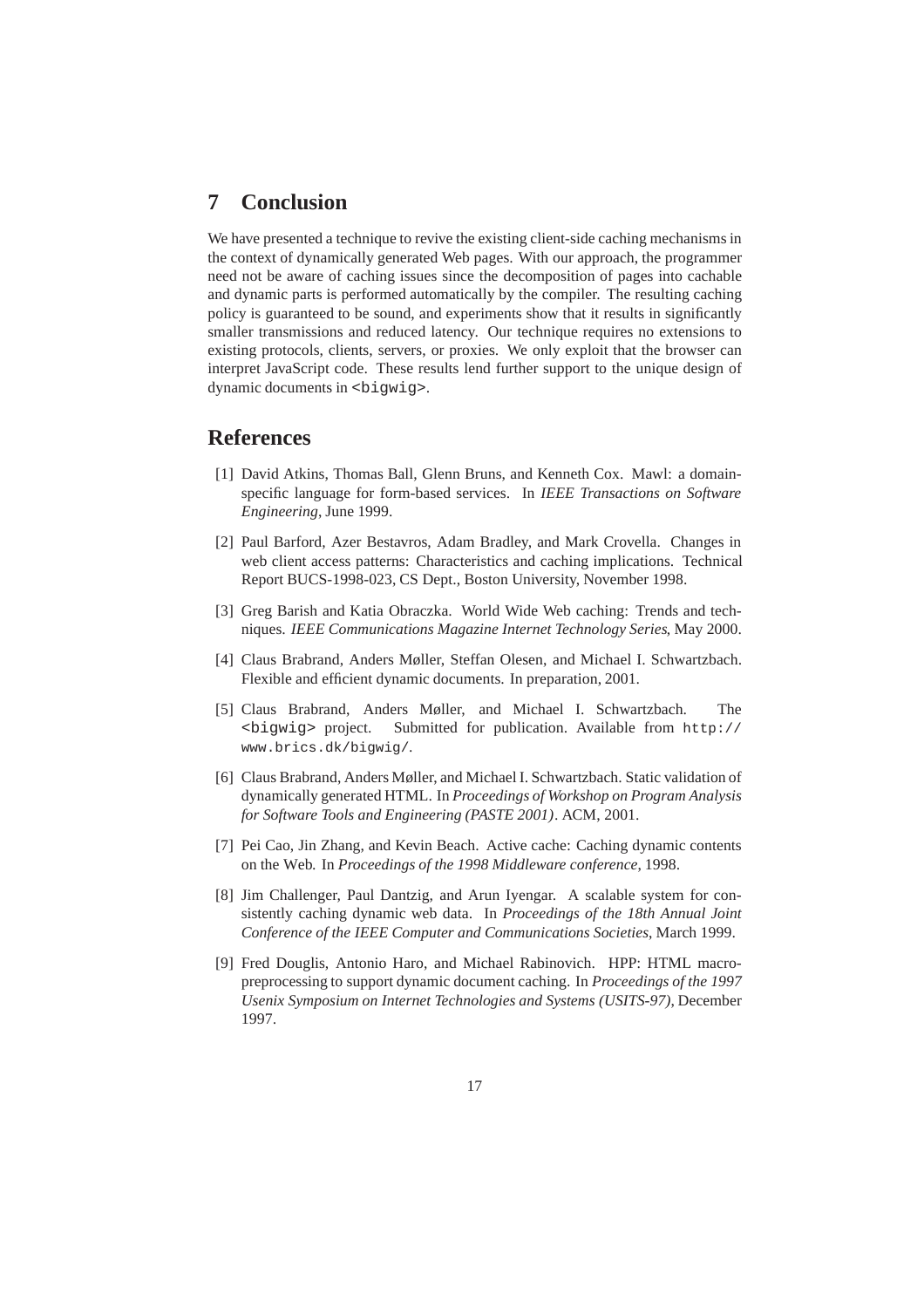## 7 Conclusion

We have presented a technique to revive the existing client-side caching mechanisms in the context of dynamically generated Web pages. With our approach, the programmer need not be aware of caching issues since the decomposition of pages into cachable and dynamic parts is performed automatically by the compiler. The resulting caching policy is guaranteed to be sound, and experiments show that it results in significantly smaller transmissions and reduced latency. Our technique requires no extensions to existing protocols, clients, servers, or proxies. We only exploit that the browser can interpret JavaScript code. These results lend further support to the unique design of dynamic documents in `<bigwig>`.

## References

[1] David Atkins, Thomas Ball, Glenn Bruns, and Kenneth Cox. Mawl: a domain-specific language for form-based services. In *IEEE Transactions on Software Engineering*, June 1999.

[2] Paul Barford, Azer Bestavros, Adam Bradley, and Mark Crovella. Changes in web client access patterns: Characteristics and caching implications. Technical Report BUCS-1998-023, CS Dept., Boston University, November 1998.

[3] Greg Barish and Katia Obraczka. World Wide Web caching: Trends and techniques. *IEEE Communications Magazine Internet Technology Series*, May 2000.

[4] Claus Brabrand, Anders Møller, Steffan Olesen, and Michael I. Schwartzbach. Flexible and efficient dynamic documents. In preparation, 2001.

[5] Claus Brabrand, Anders Møller, and Michael I. Schwartzbach. The `<bigwig>` project. Submitted for publication. Available from `http://www.brics.dk/bigwig/`.

[6] Claus Brabrand, Anders Møller, and Michael I. Schwartzbach. Static validation of dynamically generated HTML. In *Proceedings of Workshop on Program Analysis for Software Tools and Engineering (PASTE 2001)*. ACM, 2001.

[7] Pei Cao, Jin Zhang, and Kevin Beach. Active cache: Caching dynamic contents on the Web. In *Proceedings of the 1998 Middleware conference*, 1998.

[8] Jim Challenger, Paul Dantzig, and Arun Iyengar. A scalable system for consistently caching dynamic web data. In *Proceedings of the 18th Annual Joint Conference of the IEEE Computer and Communications Societies*, March 1999.

[9] Fred Douglis, Antonio Haro, and Michael Rabinovich. HPP: HTML macro-preprocessing to support dynamic document caching. In *Proceedings of the 1997 Usenix Symposium on Internet Technologies and Systems (USITS-97)*, December 1997.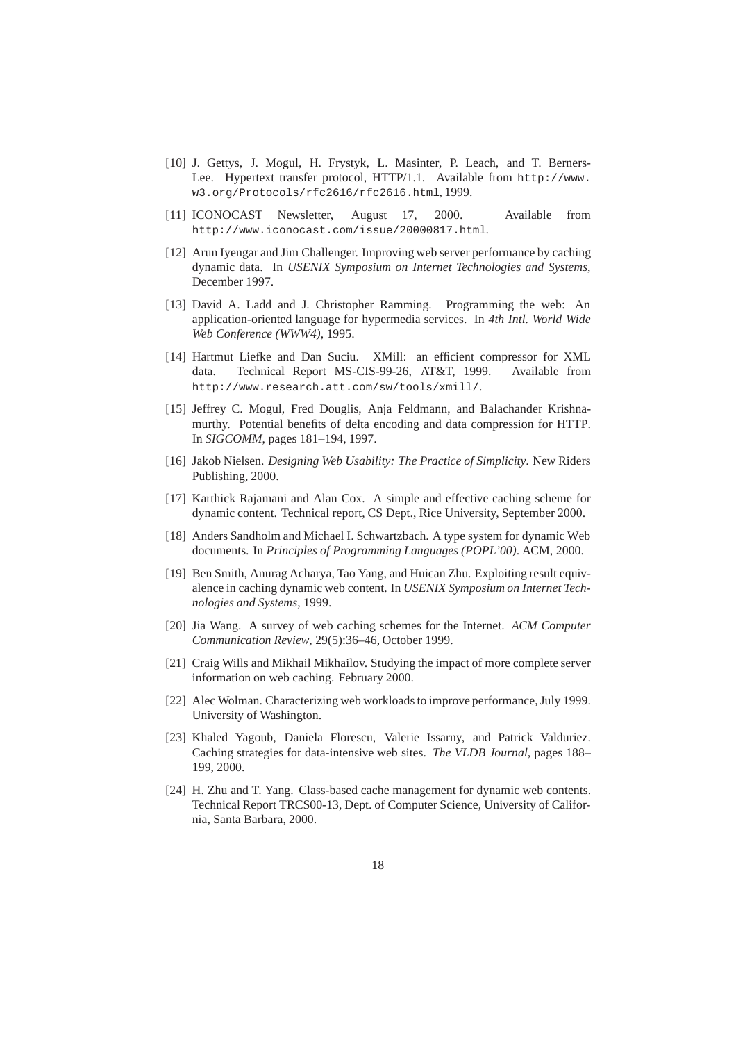[10] J. Gettys, J. Mogul, H. Frystyk, L. Masinter, P. Leach, and T. Berners-Lee. Hypertext transfer protocol, HTTP/1.1. Available from `http://www.w3.org/Protocols/rfc2616/rfc2616.html`, 1999.

[11] ICONOCAST Newsletter, August 17, 2000. Available from `http://www.iconocast.com/issue/20000817.html`.

[12] Arun Iyengar and Jim Challenger. Improving web server performance by caching dynamic data. In *USENIX Symposium on Internet Technologies and Systems*, December 1997.

[13] David A. Ladd and J. Christopher Ramming. Programming the web: An application-oriented language for hypermedia services. In *4th Intl. World Wide Web Conference (WWW4)*, 1995.

[14] Hartmut Liefke and Dan Suciu. XMill: an efficient compressor for XML data. Technical Report MS-CIS-99-26, AT&T, 1999. Available from `http://www.research.att.com/sw/tools/xmill/`.

[15] Jeffrey C. Mogul, Fred Douglis, Anja Feldmann, and Balachander Krishnamurthy. Potential benefits of delta encoding and data compression for HTTP. In *SIGCOMM*, pages 181–194, 1997.

[16] Jakob Nielsen. *Designing Web Usability: The Practice of Simplicity*. New Riders Publishing, 2000.

[17] Karthick Rajamani and Alan Cox. A simple and effective caching scheme for dynamic content. Technical report, CS Dept., Rice University, September 2000.

[18] Anders Sandholm and Michael I. Schwartzbach. A type system for dynamic Web documents. In *Principles of Programming Languages (POPL'00)*. ACM, 2000.

[19] Ben Smith, Anurag Acharya, Tao Yang, and Huican Zhu. Exploiting result equivalence in caching dynamic web content. In *USENIX Symposium on Internet Technologies and Systems*, 1999.

[20] Jia Wang. A survey of web caching schemes for the Internet. *ACM Computer Communication Review*, 29(5):36–46, October 1999.

[21] Craig Wills and Mikhail Mikhailov. Studying the impact of more complete server information on web caching. February 2000.

[22] Alec Wolman. Characterizing web workloads to improve performance, July 1999. University of Washington.

[23] Khaled Yagoub, Daniela Florescu, Valerie Issarny, and Patrick Valduriez. Caching strategies for data-intensive web sites. *The VLDB Journal*, pages 188–199, 2000.

[24] H. Zhu and T. Yang. Class-based cache management for dynamic web contents. Technical Report TRCS00-13, Dept. of Computer Science, University of California, Santa Barbara, 2000.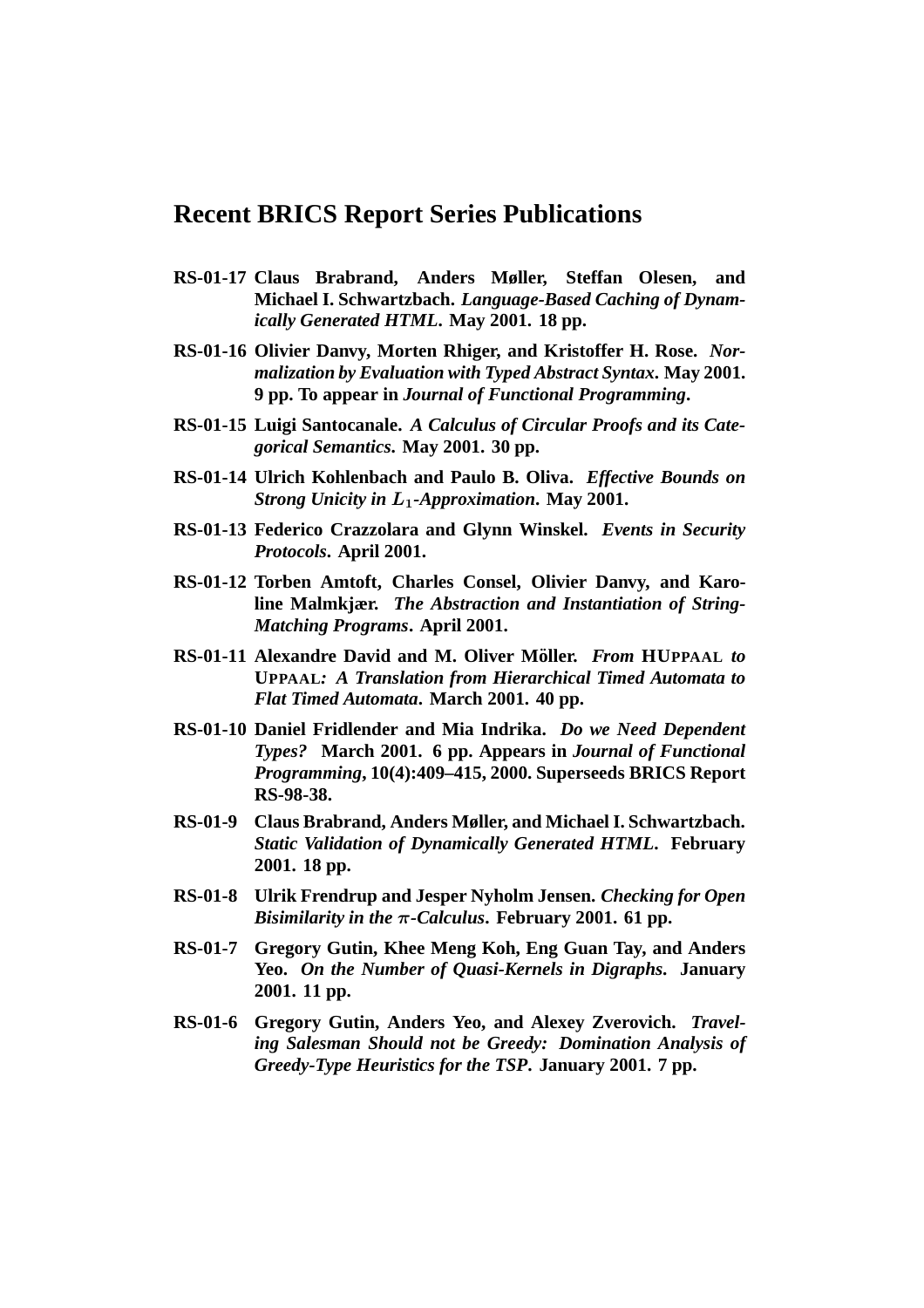## Recent BRICS Report Series Publications

**RS-01-17 Claus Brabrand, Anders Møller, Steffan Olesen, and Michael I. Schwartzbach.** ***Language-Based Caching of Dynamically Generated HTML*****. May 2001. 18 pp.**

**RS-01-16 Olivier Danvy, Morten Rhiger, and Kristoffer H. Rose.** ***Normalization by Evaluation with Typed Abstract Syntax*****. May 2001. 9 pp. To appear in *Journal of Functional Programming*.**

**RS-01-15 Luigi Santocanale.** ***A Calculus of Circular Proofs and its Categorical Semantics*****. May 2001. 30 pp.**

**RS-01-14 Ulrich Kohlenbach and Paulo B. Oliva.** ***Effective Bounds on Strong Unicity in $L_1$-Approximation*****. May 2001.**

**RS-01-13 Federico Crazzolara and Glynn Winskel.** ***Events in Security Protocols*****. April 2001.**

**RS-01-12 Torben Amtoft, Charles Consel, Olivier Danvy, and Karoline Malmkjær.** ***The Abstraction and Instantiation of String-Matching Programs*****. April 2001.**

**RS-01-11 Alexandre David and M. Oliver Möller.** ***From* HUPPAAL *to* UPPAAL*: A Translation from Hierarchical Timed Automata to Flat Timed Automata*****. March 2001. 40 pp.**

**RS-01-10 Daniel Fridlender and Mia Indrika.** ***Do we Need Dependent Types?*** **March 2001. 6 pp. Appears in *Journal of Functional Programming*, 10(4):409–415, 2000. Superseeds BRICS Report RS-98-38.**

**RS-01-9 Claus Brabrand, Anders Møller, and Michael I. Schwartzbach.** ***Static Validation of Dynamically Generated HTML*****. February 2001. 18 pp.**

**RS-01-8 Ulrik Frendrup and Jesper Nyholm Jensen.** ***Checking for Open Bisimilarity in the $\pi$-Calculus*****. February 2001. 61 pp.**

**RS-01-7 Gregory Gutin, Khee Meng Koh, Eng Guan Tay, and Anders Yeo.** ***On the Number of Quasi-Kernels in Digraphs*****. January 2001. 11 pp.**

**RS-01-6 Gregory Gutin, Anders Yeo, and Alexey Zverovich.** ***Traveling Salesman Should not be Greedy: Domination Analysis of Greedy-Type Heuristics for the TSP*****. January 2001. 7 pp.**